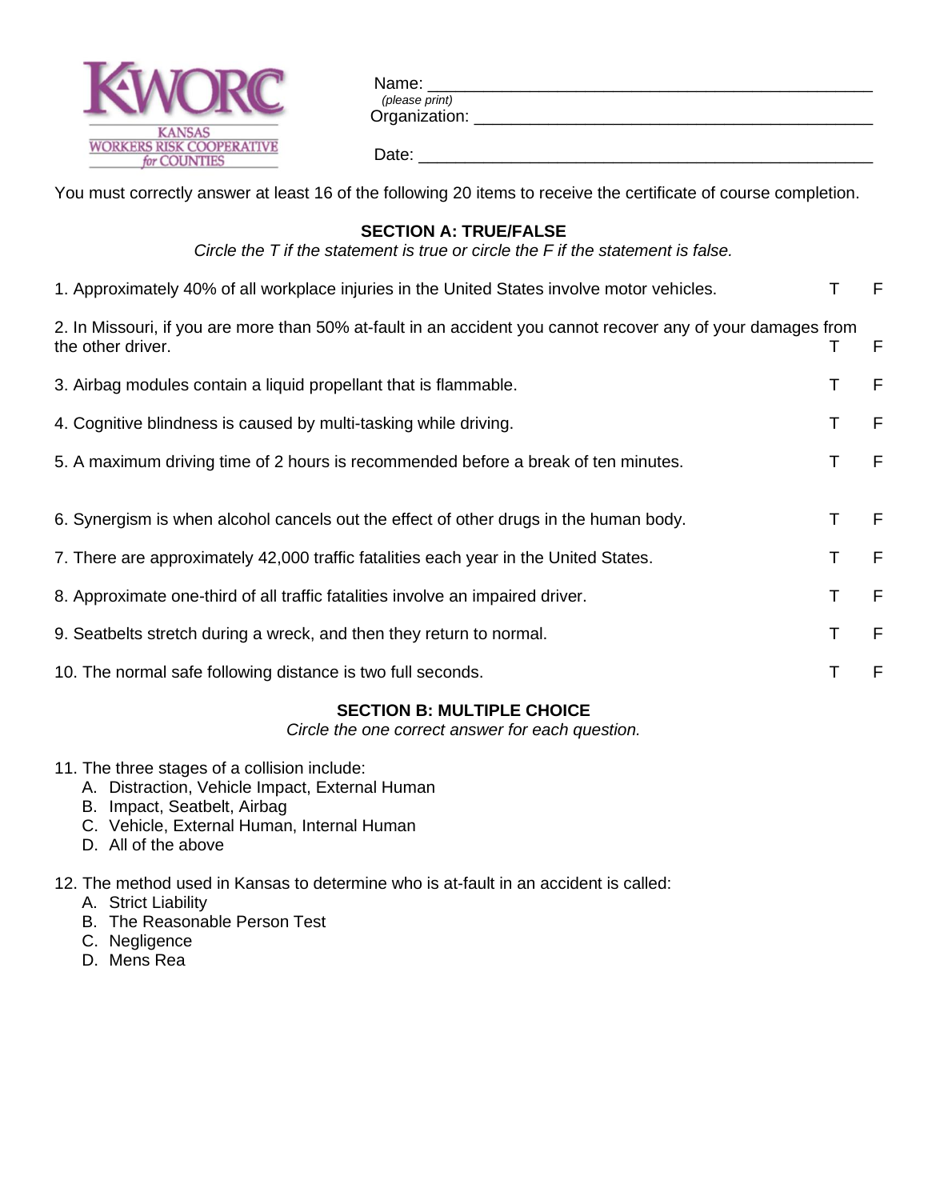KWORC
KANSAS
WORKERS RISK COOPERATIVE
*for* COUNTIES

Name: ______________________________________________
*(please print)*
Organization: __________________________________________

Date: _________________________________________________

You must correctly answer at least 16 of the following 20 items to receive the certificate of course completion.

## SECTION A: TRUE/FALSE

*Circle the T if the statement is true or circle the F if the statement is false.*

1. Approximately 40% of all workplace injuries in the United States involve motor vehicles. T F

2. In Missouri, if you are more than 50% at-fault in an accident you cannot recover any of your damages from the other driver. T F

3. Airbag modules contain a liquid propellant that is flammable. T F

4. Cognitive blindness is caused by multi-tasking while driving. T F

5. A maximum driving time of 2 hours is recommended before a break of ten minutes. T F

6. Synergism is when alcohol cancels out the effect of other drugs in the human body. T F

7. There are approximately 42,000 traffic fatalities each year in the United States. T F

8. Approximate one-third of all traffic fatalities involve an impaired driver. T F

9. Seatbelts stretch during a wreck, and then they return to normal. T F

10. The normal safe following distance is two full seconds. T F

## SECTION B: MULTIPLE CHOICE

*Circle the one correct answer for each question.*

11. The three stages of a collision include:
    A. Distraction, Vehicle Impact, External Human
    B. Impact, Seatbelt, Airbag
    C. Vehicle, External Human, Internal Human
    D. All of the above

12. The method used in Kansas to determine who is at-fault in an accident is called:
    A. Strict Liability
    B. The Reasonable Person Test
    C. Negligence
    D. Mens Rea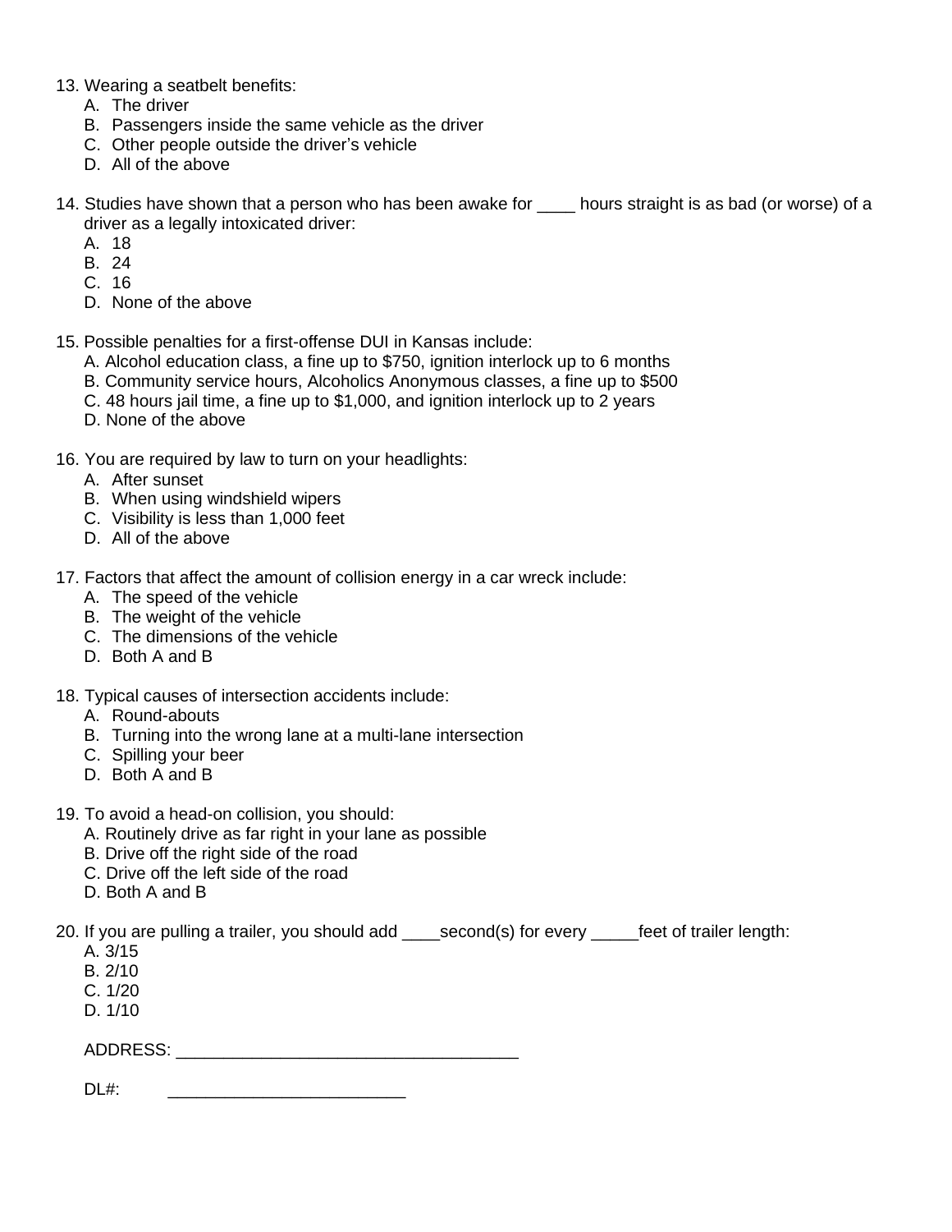13. Wearing a seatbelt benefits:
    A. The driver
    B. Passengers inside the same vehicle as the driver
    C. Other people outside the driver's vehicle
    D. All of the above

14. Studies have shown that a person who has been awake for ____ hours straight is as bad (or worse) of a driver as a legally intoxicated driver:
    A. 18
    B. 24
    C. 16
    D. None of the above

15. Possible penalties for a first-offense DUI in Kansas include:
    A. Alcohol education class, a fine up to $750, ignition interlock up to 6 months
    B. Community service hours, Alcoholics Anonymous classes, a fine up to $500
    C. 48 hours jail time, a fine up to $1,000, and ignition interlock up to 2 years
    D. None of the above

16. You are required by law to turn on your headlights:
    A. After sunset
    B. When using windshield wipers
    C. Visibility is less than 1,000 feet
    D. All of the above

17. Factors that affect the amount of collision energy in a car wreck include:
    A. The speed of the vehicle
    B. The weight of the vehicle
    C. The dimensions of the vehicle
    D. Both A and B

18. Typical causes of intersection accidents include:
    A. Round-abouts
    B. Turning into the wrong lane at a multi-lane intersection
    C. Spilling your beer
    D. Both A and B

19. To avoid a head-on collision, you should:
    A. Routinely drive as far right in your lane as possible
    B. Drive off the right side of the road
    C. Drive off the left side of the road
    D. Both A and B

20. If you are pulling a trailer, you should add ____second(s) for every _____feet of trailer length:
    A. 3/15
    B. 2/10
    C. 1/20
    D. 1/10

ADDRESS: ____________________________________

DL#: _________________________